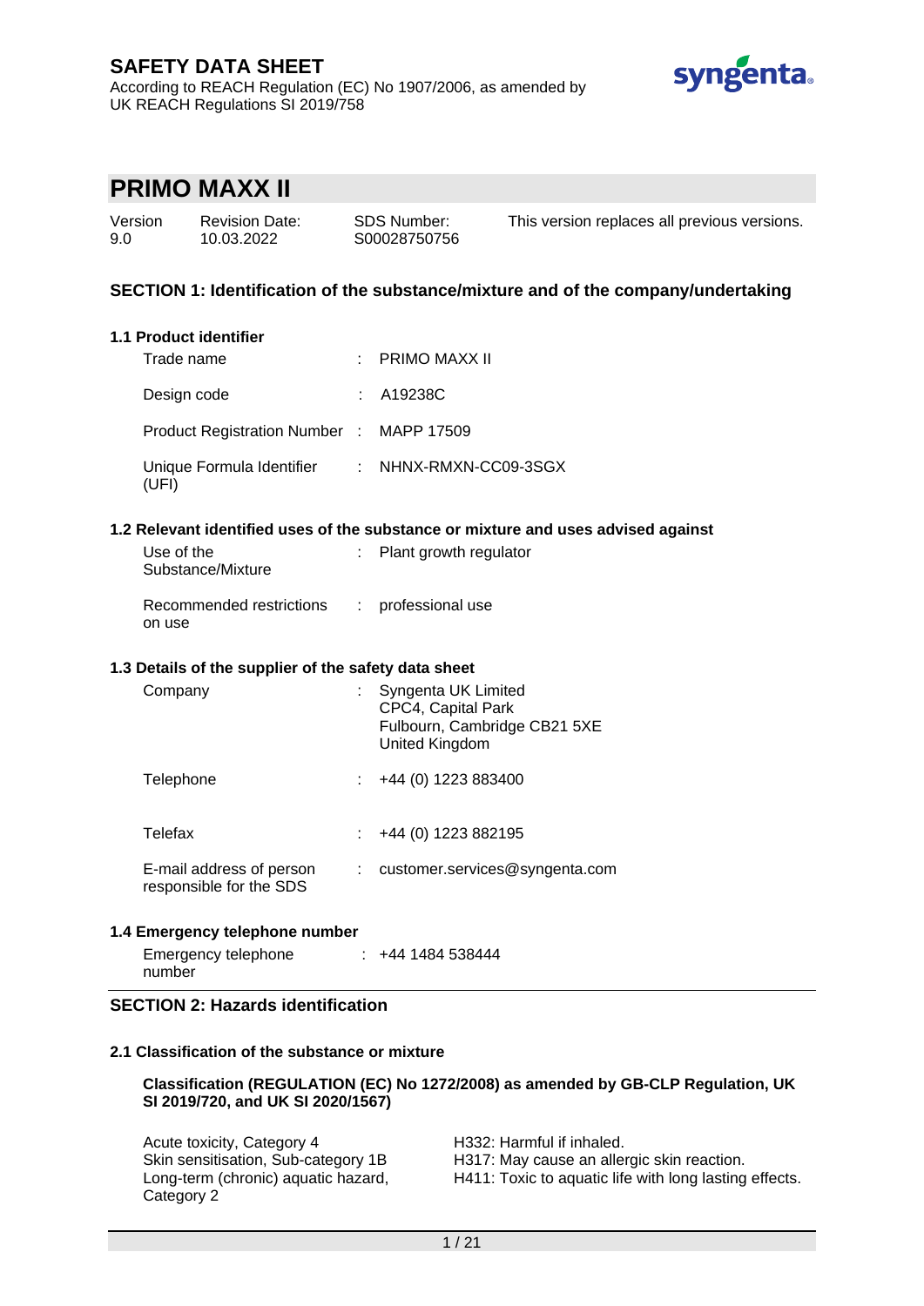# SAFETY DATA SHEET

According to REACH Regulation (EC) No 1907/2006, as amended by UK REACH Regulations SI 2019/758

# PRIMO MAXX II

| Version | Revision Date: | SDS Number: | This version replaces all previous versions. |
|---|---|---|---|
| 9.0 | 10.03.2022 | S00028750756 | |

## SECTION 1: Identification of the substance/mixture and of the company/undertaking

### 1.1 Product identifier

Trade name : PRIMO MAXX II

Design code : A19238C

Product Registration Number : MAPP 17509

Unique Formula Identifier (UFI) : NHNX-RMXN-CC09-3SGX

### 1.2 Relevant identified uses of the substance or mixture and uses advised against

Use of the Substance/Mixture : Plant growth regulator

Recommended restrictions on use : professional use

### 1.3 Details of the supplier of the safety data sheet

Company : Syngenta UK Limited
CPC4, Capital Park
Fulbourn, Cambridge CB21 5XE
United Kingdom

Telephone : +44 (0) 1223 883400

Telefax : +44 (0) 1223 882195

E-mail address of person responsible for the SDS : customer.services@syngenta.com

### 1.4 Emergency telephone number

Emergency telephone number : +44 1484 538444

## SECTION 2: Hazards identification

### 2.1 Classification of the substance or mixture

**Classification (REGULATION (EC) No 1272/2008) as amended by GB-CLP Regulation, UK SI 2019/720, and UK SI 2020/1567)**

| | |
|---|---|
| Acute toxicity, Category 4 | H332: Harmful if inhaled. |
| Skin sensitisation, Sub-category 1B | H317: May cause an allergic skin reaction. |
| Long-term (chronic) aquatic hazard, Category 2 | H411: Toxic to aquatic life with long lasting effects. |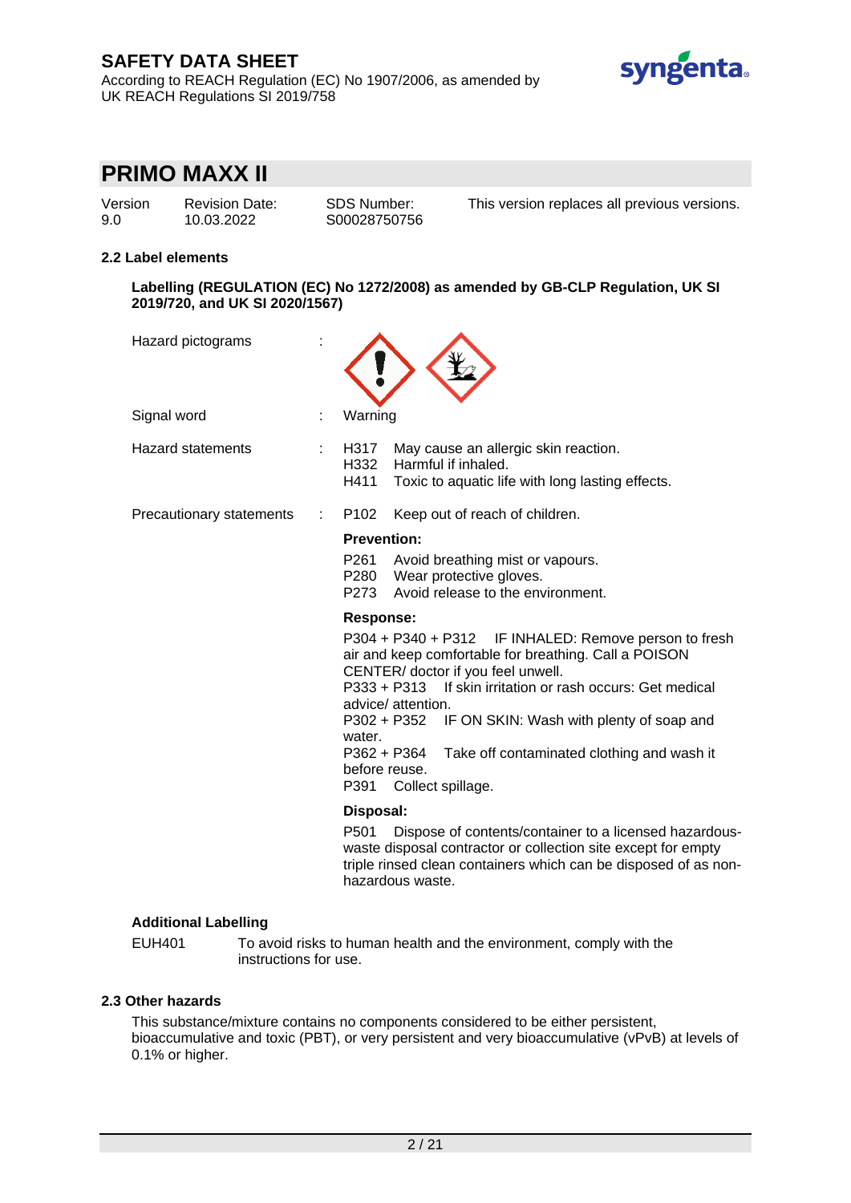# SAFETY DATA SHEET

According to REACH Regulation (EC) No 1907/2006, as amended by UK REACH Regulations SI 2019/758

# PRIMO MAXX II

| Version | Revision Date: | SDS Number: | This version replaces all previous versions. |
| --- | --- | --- | --- |
| 9.0 | 10.03.2022 | S00028750756 | |

### 2.2 Label elements

**Labelling (REGULATION (EC) No 1272/2008) as amended by GB-CLP Regulation, UK SI 2019/720, and UK SI 2020/1567)**

Hazard pictograms :

Signal word : Warning

Hazard statements :
- H317 May cause an allergic skin reaction.
- H332 Harmful if inhaled.
- H411 Toxic to aquatic life with long lasting effects.

Precautionary statements :
- P102 Keep out of reach of children.

**Prevention:**

- P261 Avoid breathing mist or vapours.
- P280 Wear protective gloves.
- P273 Avoid release to the environment.

**Response:**

- P304 + P340 + P312 IF INHALED: Remove person to fresh air and keep comfortable for breathing. Call a POISON CENTER/ doctor if you feel unwell.
- P333 + P313 If skin irritation or rash occurs: Get medical advice/ attention.
- P302 + P352 IF ON SKIN: Wash with plenty of soap and water.
- P362 + P364 Take off contaminated clothing and wash it before reuse.
- P391 Collect spillage.

**Disposal:**

- P501 Dispose of contents/container to a licensed hazardous-waste disposal contractor or collection site except for empty triple rinsed clean containers which can be disposed of as non-hazardous waste.

**Additional Labelling**

EUH401 To avoid risks to human health and the environment, comply with the instructions for use.

### 2.3 Other hazards

This substance/mixture contains no components considered to be either persistent, bioaccumulative and toxic (PBT), or very persistent and very bioaccumulative (vPvB) at levels of 0.1% or higher.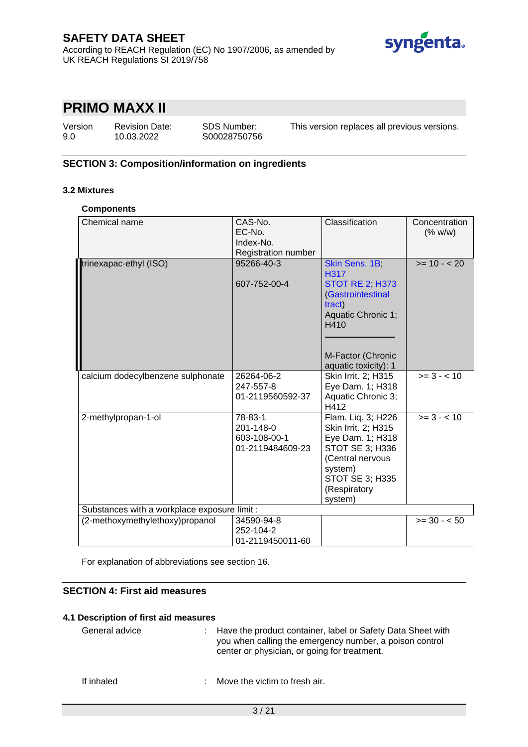## SECTION 3: Composition/information on ingredients

### 3.2 Mixtures

**Components**

| Chemical name | CAS-No.<br>EC-No.<br>Index-No.<br>Registration number | Classification | Concentration (% w/w) |
|---|---|---|---|
| trinexapac-ethyl (ISO) | 95266-40-3<br><br>607-752-00-4 | Skin Sens. 1B; H317<br>STOT RE 2; H373 (Gastrointestinal tract)<br>Aquatic Chronic 1; H410<br><br>M-Factor (Chronic aquatic toxicity): 1 | >= 10 - < 20 |
| calcium dodecylbenzene sulphonate | 26264-06-2<br>247-557-8<br>01-2119560592-37 | Skin Irrit. 2; H315<br>Eye Dam. 1; H318<br>Aquatic Chronic 3; H412 | >= 3 - < 10 |
| 2-methylpropan-1-ol | 78-83-1<br>201-148-0<br>603-108-00-1<br>01-2119484609-23 | Flam. Liq. 3; H226<br>Skin Irrit. 2; H315<br>Eye Dam. 1; H318<br>STOT SE 3; H336 (Central nervous system)<br>STOT SE 3; H335 (Respiratory system) | >= 3 - < 10 |
| Substances with a workplace exposure limit : | | | |
| (2-methoxymethylethoxy)propanol | 34590-94-8<br>252-104-2<br>01-2119450011-60 | | >= 30 - < 50 |

For explanation of abbreviations see section 16.

## SECTION 4: First aid measures

### 4.1 Description of first aid measures

General advice : Have the product container, label or Safety Data Sheet with you when calling the emergency number, a poison control center or physician, or going for treatment.

If inhaled : Move the victim to fresh air.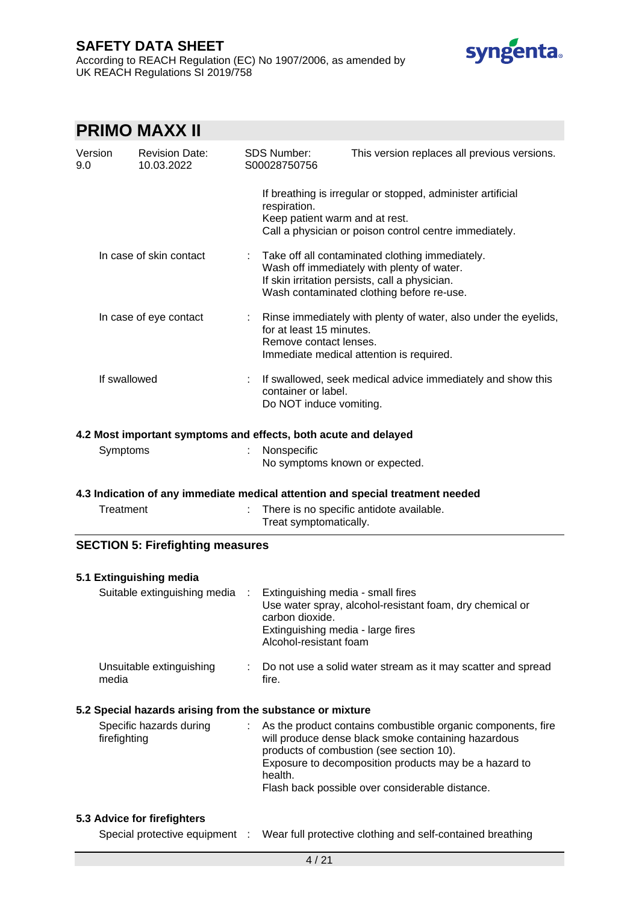If breathing is irregular or stopped, administer artificial respiration.
Keep patient warm and at rest.
Call a physician or poison control centre immediately.

| | | |
|---|---|---|
| In case of skin contact | : | Take off all contaminated clothing immediately.<br>Wash off immediately with plenty of water.<br>If skin irritation persists, call a physician.<br>Wash contaminated clothing before re-use. |
| In case of eye contact | : | Rinse immediately with plenty of water, also under the eyelids, for at least 15 minutes.<br>Remove contact lenses.<br>Immediate medical attention is required. |
| If swallowed | : | If swallowed, seek medical advice immediately and show this container or label.<br>Do NOT induce vomiting. |

### 4.2 Most important symptoms and effects, both acute and delayed

| | | |
|---|---|---|
| Symptoms | : | Nonspecific<br>No symptoms known or expected. |

### 4.3 Indication of any immediate medical attention and special treatment needed

| | | |
|---|---|---|
| Treatment | : | There is no specific antidote available.<br>Treat symptomatically. |

## SECTION 5: Firefighting measures

### 5.1 Extinguishing media

| | | |
|---|---|---|
| Suitable extinguishing media | : | Extinguishing media - small fires<br>Use water spray, alcohol-resistant foam, dry chemical or carbon dioxide.<br>Extinguishing media - large fires<br>Alcohol-resistant foam |
| Unsuitable extinguishing media | : | Do not use a solid water stream as it may scatter and spread fire. |

### 5.2 Special hazards arising from the substance or mixture

| | | |
|---|---|---|
| Specific hazards during firefighting | : | As the product contains combustible organic components, fire will produce dense black smoke containing hazardous products of combustion (see section 10).<br>Exposure to decomposition products may be a hazard to health.<br>Flash back possible over considerable distance. |

### 5.3 Advice for firefighters

| | | |
|---|---|---|
| Special protective equipment | : | Wear full protective clothing and self-contained breathing |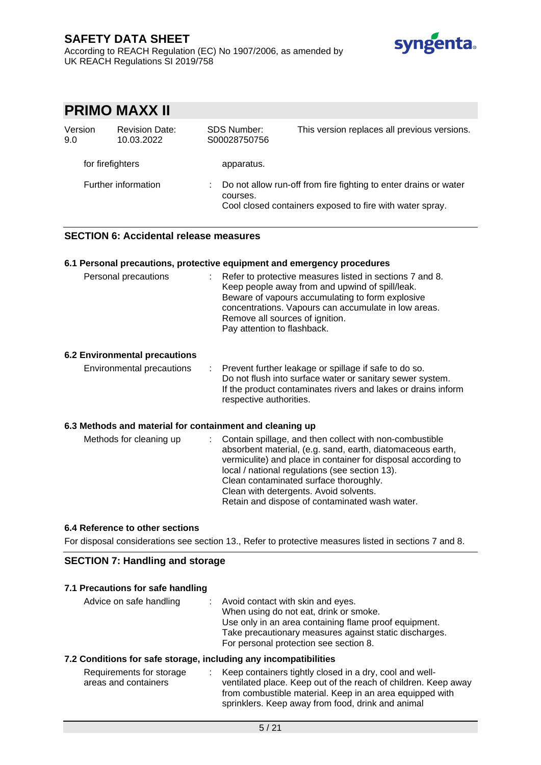| | | |
|---|---|---|
| for firefighters | | apparatus. |
| Further information | : | Do not allow run-off from fire fighting to enter drains or water courses.<br>Cool closed containers exposed to fire with water spray. |

## SECTION 6: Accidental release measures

### 6.1 Personal precautions, protective equipment and emergency procedures

| | | |
|---|---|---|
| Personal precautions | : | Refer to protective measures listed in sections 7 and 8.<br>Keep people away from and upwind of spill/leak.<br>Beware of vapours accumulating to form explosive concentrations. Vapours can accumulate in low areas.<br>Remove all sources of ignition.<br>Pay attention to flashback. |

### 6.2 Environmental precautions

| | | |
|---|---|---|
| Environmental precautions | : | Prevent further leakage or spillage if safe to do so.<br>Do not flush into surface water or sanitary sewer system.<br>If the product contaminates rivers and lakes or drains inform respective authorities. |

### 6.3 Methods and material for containment and cleaning up

| | | |
|---|---|---|
| Methods for cleaning up | : | Contain spillage, and then collect with non-combustible absorbent material, (e.g. sand, earth, diatomaceous earth, vermiculite) and place in container for disposal according to local / national regulations (see section 13).<br>Clean contaminated surface thoroughly.<br>Clean with detergents. Avoid solvents.<br>Retain and dispose of contaminated wash water. |

### 6.4 Reference to other sections

For disposal considerations see section 13., Refer to protective measures listed in sections 7 and 8.

## SECTION 7: Handling and storage

### 7.1 Precautions for safe handling

| | | |
|---|---|---|
| Advice on safe handling | : | Avoid contact with skin and eyes.<br>When using do not eat, drink or smoke.<br>Use only in an area containing flame proof equipment.<br>Take precautionary measures against static discharges.<br>For personal protection see section 8. |

### 7.2 Conditions for safe storage, including any incompatibilities

| | | |
|---|---|---|
| Requirements for storage areas and containers | : | Keep containers tightly closed in a dry, cool and well-ventilated place. Keep out of the reach of children. Keep away from combustible material. Keep in an area equipped with sprinklers. Keep away from food, drink and animal |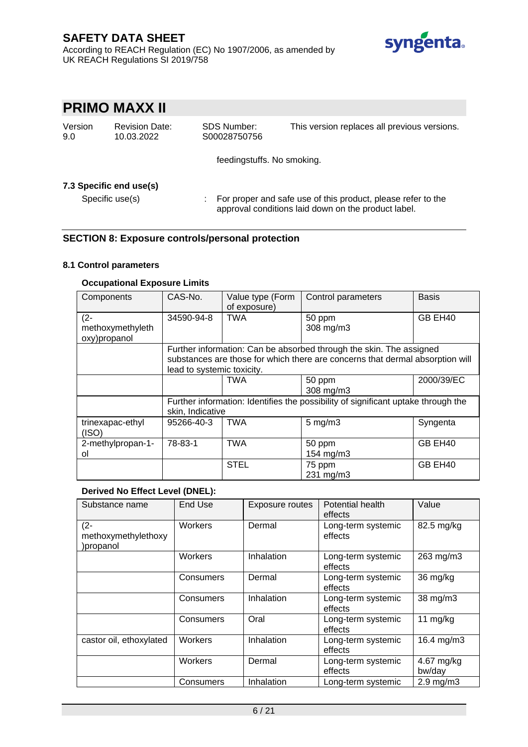feedingstuffs. No smoking.

**7.3 Specific end use(s)**

Specific use(s) : For proper and safe use of this product, please refer to the approval conditions laid down on the product label.

## SECTION 8: Exposure controls/personal protection

### 8.1 Control parameters

**Occupational Exposure Limits**

| Components | CAS-No. | Value type (Form of exposure) | Control parameters | Basis |
|---|---|---|---|---|
| (2-methoxymethylethoxy)propanol | 34590-94-8 | TWA | 50 ppm 308 mg/m3 | GB EH40 |
| | Further information: Can be absorbed through the skin. The assigned substances are those for which there are concerns that dermal absorption will lead to systemic toxicity. | | | |
| | | TWA | 50 ppm 308 mg/m3 | 2000/39/EC |
| | Further information: Identifies the possibility of significant uptake through the skin, Indicative | | | |
| trinexapac-ethyl (ISO) | 95266-40-3 | TWA | 5 mg/m3 | Syngenta |
| 2-methylpropan-1-ol | 78-83-1 | TWA | 50 ppm 154 mg/m3 | GB EH40 |
| | | STEL | 75 ppm 231 mg/m3 | GB EH40 |

**Derived No Effect Level (DNEL):**

| Substance name | End Use | Exposure routes | Potential health effects | Value |
|---|---|---|---|---|
| (2-methoxymethylethoxy)propanol | Workers | Dermal | Long-term systemic effects | 82.5 mg/kg |
| | Workers | Inhalation | Long-term systemic effects | 263 mg/m3 |
| | Consumers | Dermal | Long-term systemic effects | 36 mg/kg |
| | Consumers | Inhalation | Long-term systemic effects | 38 mg/m3 |
| | Consumers | Oral | Long-term systemic effects | 11 mg/kg |
| castor oil, ethoxylated | Workers | Inhalation | Long-term systemic effects | 16.4 mg/m3 |
| | Workers | Dermal | Long-term systemic effects | 4.67 mg/kg bw/day |
| | Consumers | Inhalation | Long-term systemic | 2.9 mg/m3 |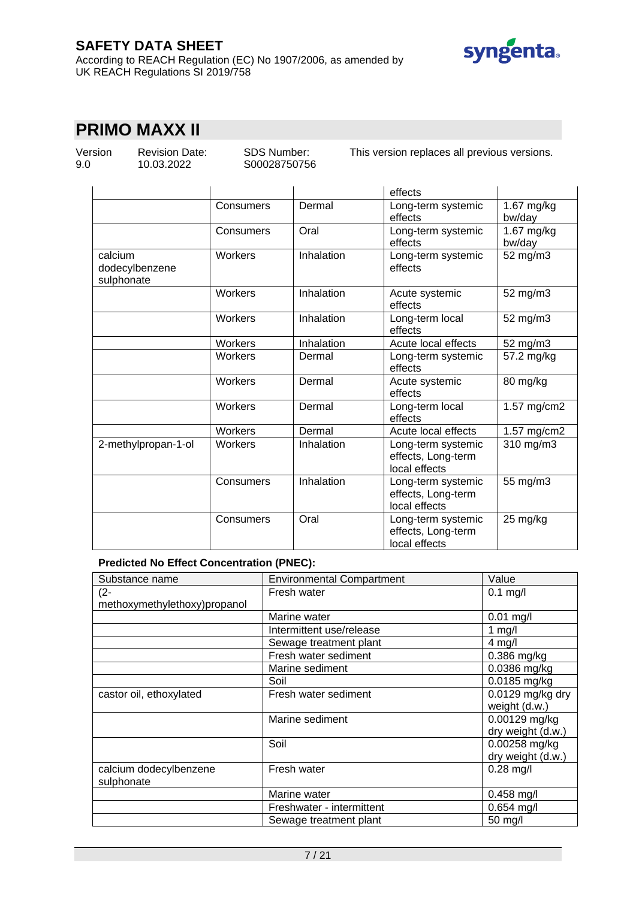| | | | effects | |
|---|---|---|---|---|
| | Consumers | Dermal | Long-term systemic effects | 1.67 mg/kg bw/day |
| | Consumers | Oral | Long-term systemic effects | 1.67 mg/kg bw/day |
| calcium dodecylbenzene sulphonate | Workers | Inhalation | Long-term systemic effects | 52 mg/m3 |
| | Workers | Inhalation | Acute systemic effects | 52 mg/m3 |
| | Workers | Inhalation | Long-term local effects | 52 mg/m3 |
| | Workers | Inhalation | Acute local effects | 52 mg/m3 |
| | Workers | Dermal | Long-term systemic effects | 57.2 mg/kg |
| | Workers | Dermal | Acute systemic effects | 80 mg/kg |
| | Workers | Dermal | Long-term local effects | 1.57 mg/cm2 |
| | Workers | Dermal | Acute local effects | 1.57 mg/cm2 |
| 2-methylpropan-1-ol | Workers | Inhalation | Long-term systemic effects, Long-term local effects | 310 mg/m3 |
| | Consumers | Inhalation | Long-term systemic effects, Long-term local effects | 55 mg/m3 |
| | Consumers | Oral | Long-term systemic effects, Long-term local effects | 25 mg/kg |

**Predicted No Effect Concentration (PNEC):**

| Substance name | Environmental Compartment | Value |
|---|---|---|
| (2-methoxymethylethoxy)propanol | Fresh water | 0.1 mg/l |
| | Marine water | 0.01 mg/l |
| | Intermittent use/release | 1 mg/l |
| | Sewage treatment plant | 4 mg/l |
| | Fresh water sediment | 0.386 mg/kg |
| | Marine sediment | 0.0386 mg/kg |
| | Soil | 0.0185 mg/kg |
| castor oil, ethoxylated | Fresh water sediment | 0.0129 mg/kg dry weight (d.w.) |
| | Marine sediment | 0.00129 mg/kg dry weight (d.w.) |
| | Soil | 0.00258 mg/kg dry weight (d.w.) |
| calcium dodecylbenzene sulphonate | Fresh water | 0.28 mg/l |
| | Marine water | 0.458 mg/l |
| | Freshwater - intermittent | 0.654 mg/l |
| | Sewage treatment plant | 50 mg/l |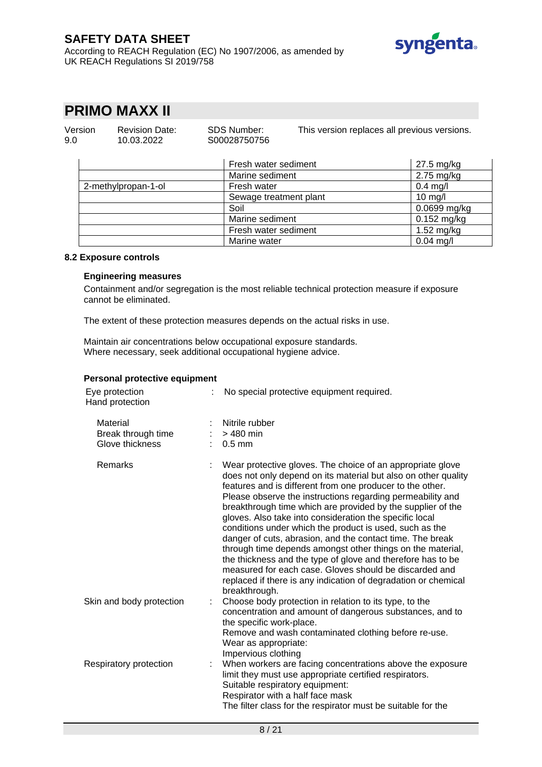| | Fresh water sediment | 27.5 mg/kg |
|---|---|---|
| | Marine sediment | 2.75 mg/kg |
| 2-methylpropan-1-ol | Fresh water | 0.4 mg/l |
| | Sewage treatment plant | 10 mg/l |
| | Soil | 0.0699 mg/kg |
| | Marine sediment | 0.152 mg/kg |
| | Fresh water sediment | 1.52 mg/kg |
| | Marine water | 0.04 mg/l |

**8.2 Exposure controls**

**Engineering measures**

Containment and/or segregation is the most reliable technical protection measure if exposure cannot be eliminated.

The extent of these protection measures depends on the actual risks in use.

Maintain air concentrations below occupational exposure standards.
Where necessary, seek additional occupational hygiene advice.

**Personal protective equipment**

Eye protection : No special protective equipment required.

Hand protection

Material : Nitrile rubber
Break through time : > 480 min
Glove thickness : 0.5 mm

Remarks : Wear protective gloves. The choice of an appropriate glove does not only depend on its material but also on other quality features and is different from one producer to the other. Please observe the instructions regarding permeability and breakthrough time which are provided by the supplier of the gloves. Also take into consideration the specific local conditions under which the product is used, such as the danger of cuts, abrasion, and the contact time. The break through time depends amongst other things on the material, the thickness and the type of glove and therefore has to be measured for each case. Gloves should be discarded and replaced if there is any indication of degradation or chemical breakthrough.

Skin and body protection : Choose body protection in relation to its type, to the concentration and amount of dangerous substances, and to the specific work-place.
Remove and wash contaminated clothing before re-use.
Wear as appropriate:
Impervious clothing

Respiratory protection : When workers are facing concentrations above the exposure limit they must use appropriate certified respirators.
Suitable respiratory equipment:
Respirator with a half face mask
The filter class for the respirator must be suitable for the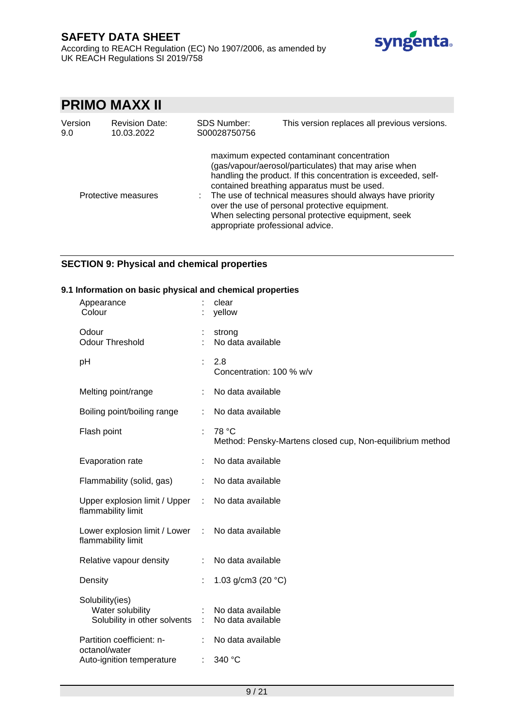| | |
|---|---|
| | maximum expected contaminant concentration (gas/vapour/aerosol/particulates) that may arise when handling the product. If this concentration is exceeded, self-contained breathing apparatus must be used. |
| Protective measures | The use of technical measures should always have priority over the use of personal protective equipment. When selecting personal protective equipment, seek appropriate professional advice. |

## SECTION 9: Physical and chemical properties

### 9.1 Information on basic physical and chemical properties

| Property | Value |
|---|---|
| Appearance | clear |
| Colour | yellow |
| Odour | strong |
| Odour Threshold | No data available |
| pH | 2.8<br>Concentration: 100 % w/v |
| Melting point/range | No data available |
| Boiling point/boiling range | No data available |
| Flash point | 78 °C<br>Method: Pensky-Martens closed cup, Non-equilibrium method |
| Evaporation rate | No data available |
| Flammability (solid, gas) | No data available |
| Upper explosion limit / Upper flammability limit | No data available |
| Lower explosion limit / Lower flammability limit | No data available |
| Relative vapour density | No data available |
| Density | 1.03 g/cm3 (20 °C) |
| Solubility(ies) | |
| Water solubility | No data available |
| Solubility in other solvents | No data available |
| Partition coefficient: n-octanol/water | No data available |
| Auto-ignition temperature | 340 °C |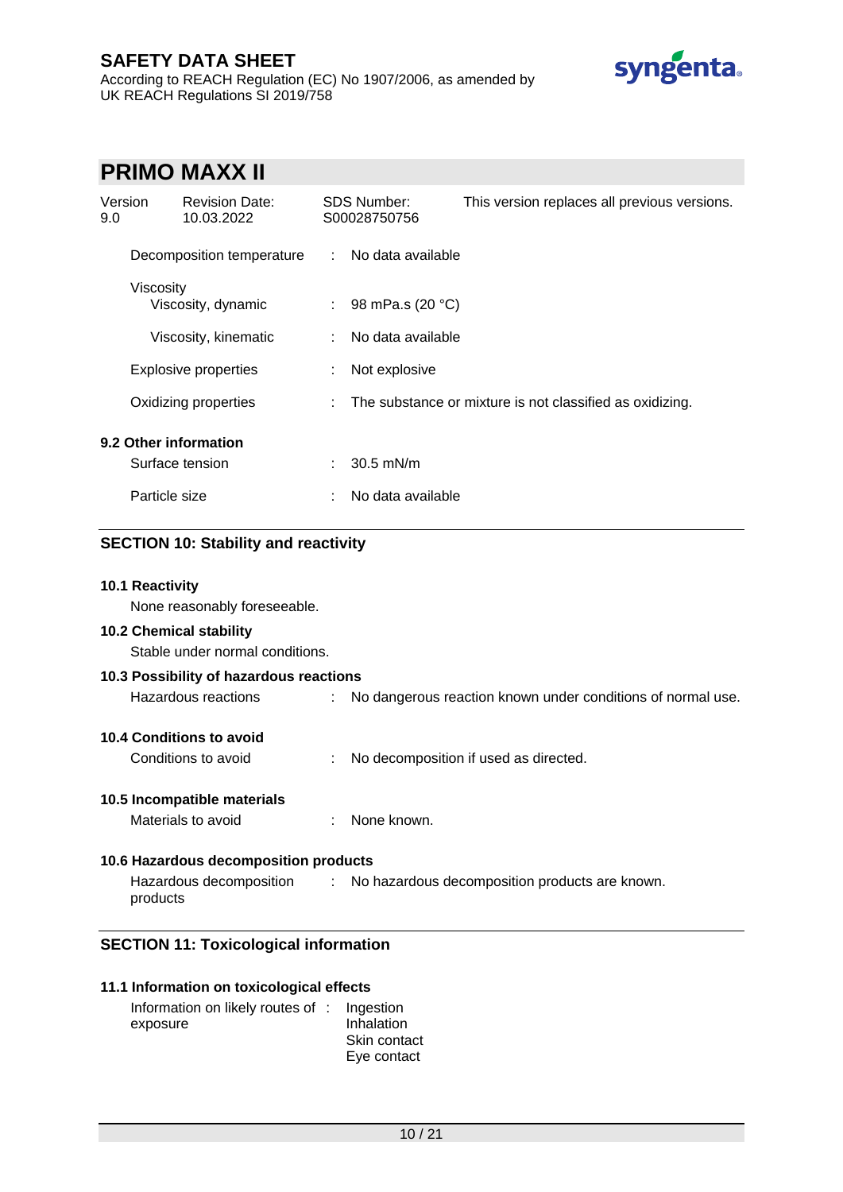| | | |
|---|---|---|
| Decomposition temperature | : | No data available |
| Viscosity | | |
| Viscosity, dynamic | : | 98 mPa.s (20 °C) |
| Viscosity, kinematic | : | No data available |
| Explosive properties | : | Not explosive |
| Oxidizing properties | : | The substance or mixture is not classified as oxidizing. |

### 9.2 Other information

| | | |
|---|---|---|
| Surface tension | : | 30.5 mN/m |
| Particle size | : | No data available |

## SECTION 10: Stability and reactivity

### 10.1 Reactivity

None reasonably foreseeable.

### 10.2 Chemical stability

Stable under normal conditions.

### 10.3 Possibility of hazardous reactions

Hazardous reactions : No dangerous reaction known under conditions of normal use.

### 10.4 Conditions to avoid

Conditions to avoid : No decomposition if used as directed.

### 10.5 Incompatible materials

Materials to avoid : None known.

### 10.6 Hazardous decomposition products

Hazardous decomposition products : No hazardous decomposition products are known.

## SECTION 11: Toxicological information

### 11.1 Information on toxicological effects

Information on likely routes of exposure :
- Ingestion
- Inhalation
- Skin contact
- Eye contact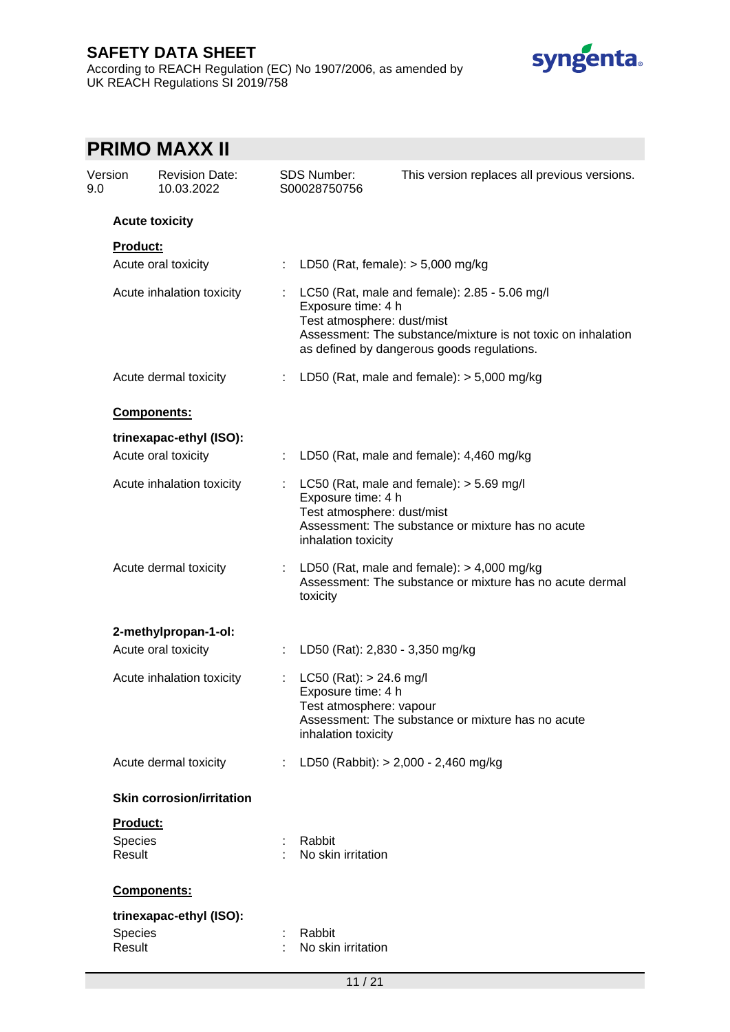**Acute toxicity**

**Product:**

Acute oral toxicity : LD50 (Rat, female): > 5,000 mg/kg

Acute inhalation toxicity : LC50 (Rat, male and female): 2.85 - 5.06 mg/l
Exposure time: 4 h
Test atmosphere: dust/mist
Assessment: The substance/mixture is not toxic on inhalation as defined by dangerous goods regulations.

Acute dermal toxicity : LD50 (Rat, male and female): > 5,000 mg/kg

**Components:**

**trinexapac-ethyl (ISO):**

Acute oral toxicity : LD50 (Rat, male and female): 4,460 mg/kg

Acute inhalation toxicity : LC50 (Rat, male and female): > 5.69 mg/l
Exposure time: 4 h
Test atmosphere: dust/mist
Assessment: The substance or mixture has no acute inhalation toxicity

Acute dermal toxicity : LD50 (Rat, male and female): > 4,000 mg/kg
Assessment: The substance or mixture has no acute dermal toxicity

**2-methylpropan-1-ol:**

Acute oral toxicity : LD50 (Rat): 2,830 - 3,350 mg/kg

Acute inhalation toxicity : LC50 (Rat): > 24.6 mg/l
Exposure time: 4 h
Test atmosphere: vapour
Assessment: The substance or mixture has no acute inhalation toxicity

Acute dermal toxicity : LD50 (Rabbit): > 2,000 - 2,460 mg/kg

**Skin corrosion/irritation**

**Product:**

Species : Rabbit
Result : No skin irritation

**Components:**

**trinexapac-ethyl (ISO):**

Species : Rabbit
Result : No skin irritation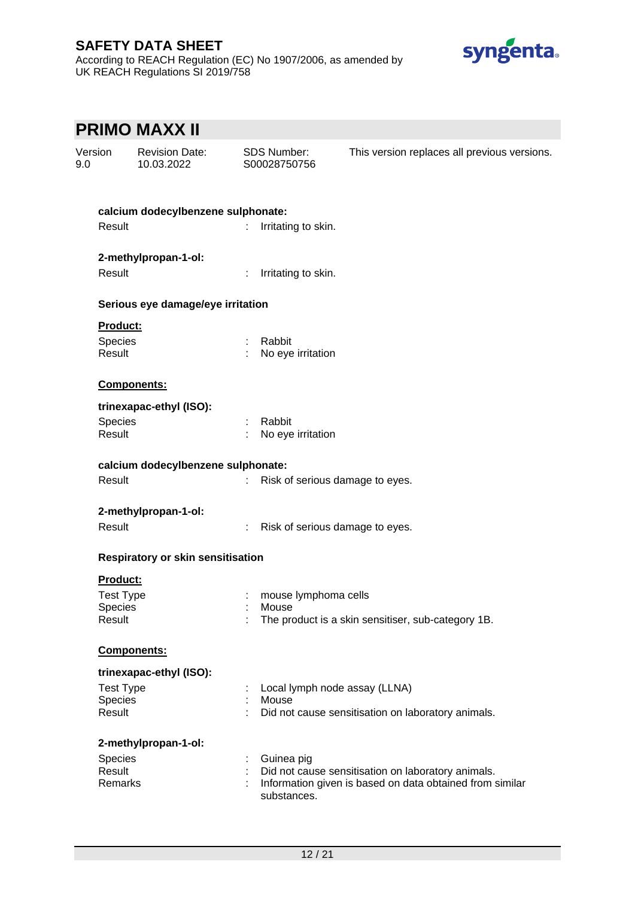**calcium dodecylbenzene sulphonate:**

Result : Irritating to skin.

**2-methylpropan-1-ol:**

Result : Irritating to skin.

**Serious eye damage/eye irritation**

**Product:**

Species : Rabbit
Result : No eye irritation

**Components:**

**trinexapac-ethyl (ISO):**

Species : Rabbit
Result : No eye irritation

**calcium dodecylbenzene sulphonate:**

Result : Risk of serious damage to eyes.

**2-methylpropan-1-ol:**

Result : Risk of serious damage to eyes.

**Respiratory or skin sensitisation**

**Product:**

Test Type : mouse lymphoma cells
Species : Mouse
Result : The product is a skin sensitiser, sub-category 1B.

**Components:**

**trinexapac-ethyl (ISO):**

Test Type : Local lymph node assay (LLNA)
Species : Mouse
Result : Did not cause sensitisation on laboratory animals.

**2-methylpropan-1-ol:**

Species : Guinea pig
Result : Did not cause sensitisation on laboratory animals.
Remarks : Information given is based on data obtained from similar substances.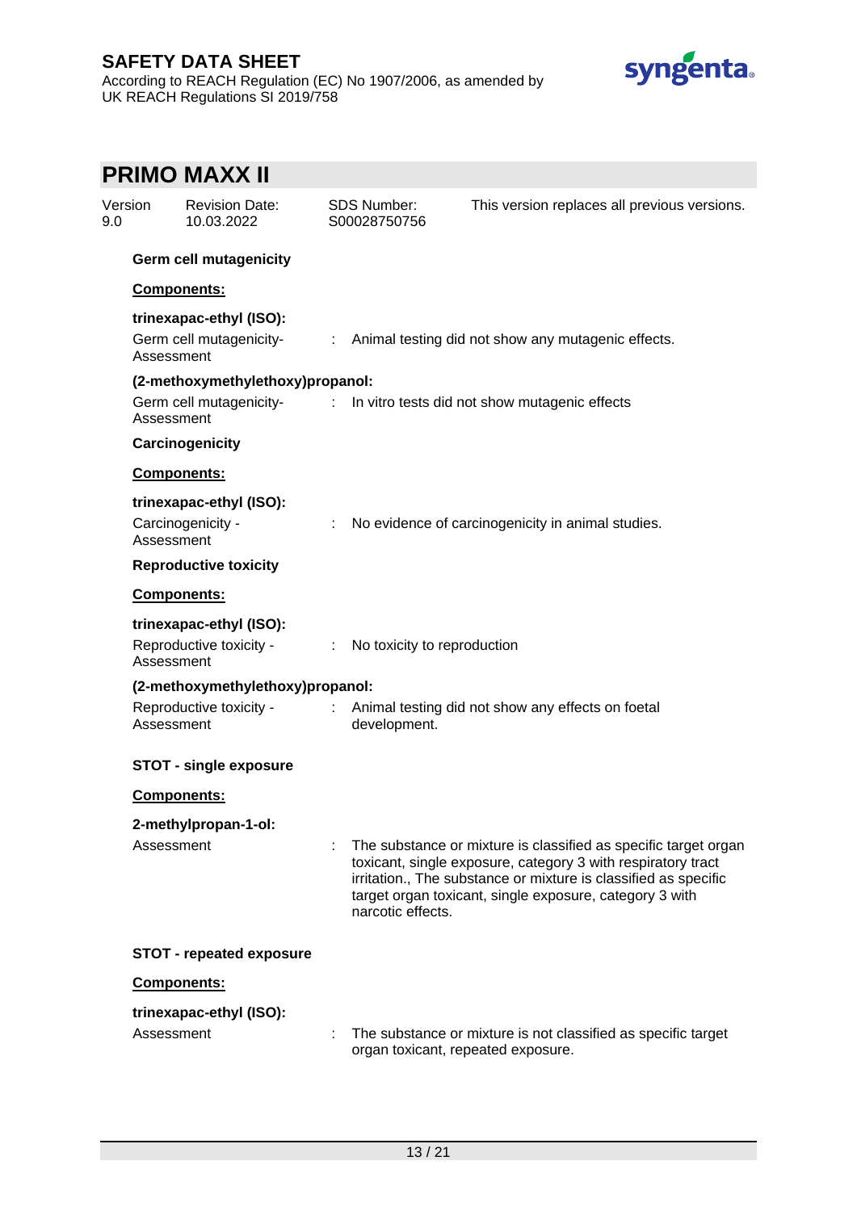**Germ cell mutagenicity**

**Components:**

**trinexapac-ethyl (ISO):**

| | | |
|---|---|---|
| Germ cell mutagenicity- Assessment | : | Animal testing did not show any mutagenic effects. |

**(2-methoxymethylethoxy)propanol:**

| | | |
|---|---|---|
| Germ cell mutagenicity- Assessment | : | In vitro tests did not show mutagenic effects |

**Carcinogenicity**

**Components:**

**trinexapac-ethyl (ISO):**

| | | |
|---|---|---|
| Carcinogenicity - Assessment | : | No evidence of carcinogenicity in animal studies. |

**Reproductive toxicity**

**Components:**

**trinexapac-ethyl (ISO):**

| | | |
|---|---|---|
| Reproductive toxicity - Assessment | : | No toxicity to reproduction |

**(2-methoxymethylethoxy)propanol:**

| | | |
|---|---|---|
| Reproductive toxicity - Assessment | : | Animal testing did not show any effects on foetal development. |

**STOT - single exposure**

**Components:**

**2-methylpropan-1-ol:**

| | | |
|---|---|---|
| Assessment | : | The substance or mixture is classified as specific target organ toxicant, single exposure, category 3 with respiratory tract irritation., The substance or mixture is classified as specific target organ toxicant, single exposure, category 3 with narcotic effects. |

**STOT - repeated exposure**

**Components:**

**trinexapac-ethyl (ISO):**

| | | |
|---|---|---|
| Assessment | : | The substance or mixture is not classified as specific target organ toxicant, repeated exposure. |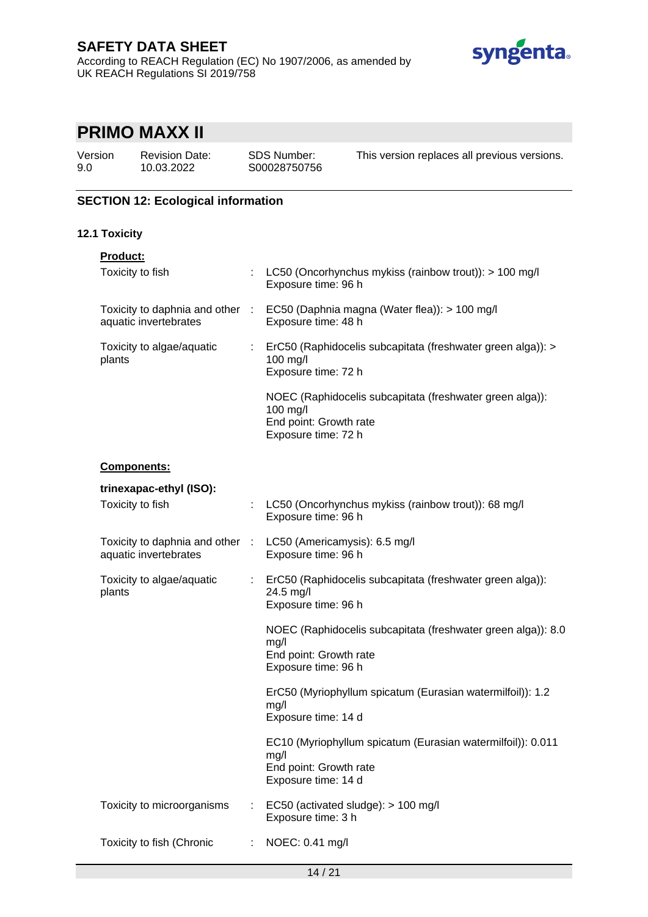## SECTION 12: Ecological information

### 12.1 Toxicity

**Product:**

| | | |
|---|---|---|
| Toxicity to fish | : | LC50 (Oncorhynchus mykiss (rainbow trout)): > 100 mg/l<br>Exposure time: 96 h |
| Toxicity to daphnia and other aquatic invertebrates | : | EC50 (Daphnia magna (Water flea)): > 100 mg/l<br>Exposure time: 48 h |
| Toxicity to algae/aquatic plants | : | ErC50 (Raphidocelis subcapitata (freshwater green alga)): > 100 mg/l<br>Exposure time: 72 h<br><br>NOEC (Raphidocelis subcapitata (freshwater green alga)): 100 mg/l<br>End point: Growth rate<br>Exposure time: 72 h |

**Components:**

**trinexapac-ethyl (ISO):**

| | | |
|---|---|---|
| Toxicity to fish | : | LC50 (Oncorhynchus mykiss (rainbow trout)): 68 mg/l<br>Exposure time: 96 h |
| Toxicity to daphnia and other aquatic invertebrates | : | LC50 (Americamysis): 6.5 mg/l<br>Exposure time: 96 h |
| Toxicity to algae/aquatic plants | : | ErC50 (Raphidocelis subcapitata (freshwater green alga)): 24.5 mg/l<br>Exposure time: 96 h<br><br>NOEC (Raphidocelis subcapitata (freshwater green alga)): 8.0 mg/l<br>End point: Growth rate<br>Exposure time: 96 h<br><br>ErC50 (Myriophyllum spicatum (Eurasian watermilfoil)): 1.2 mg/l<br>Exposure time: 14 d<br><br>EC10 (Myriophyllum spicatum (Eurasian watermilfoil)): 0.011 mg/l<br>End point: Growth rate<br>Exposure time: 14 d |
| Toxicity to microorganisms | : | EC50 (activated sludge): > 100 mg/l<br>Exposure time: 3 h |
| Toxicity to fish (Chronic | : | NOEC: 0.41 mg/l |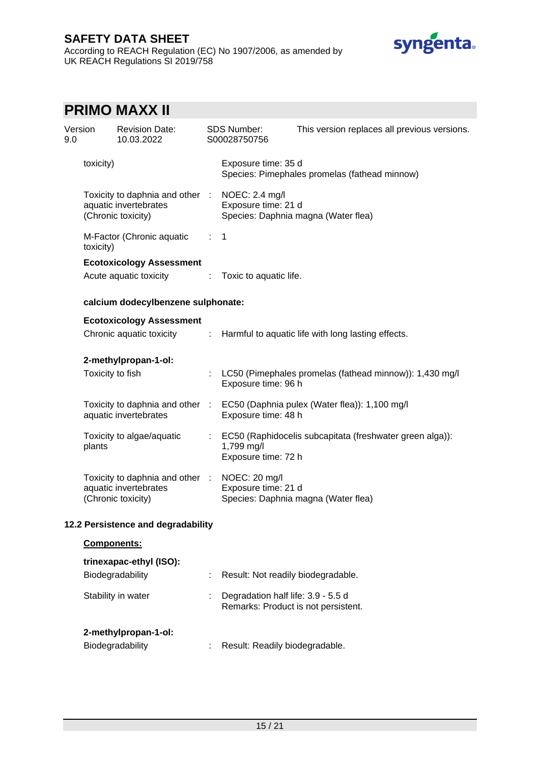| | | |
|---|---|---|
| toxicity) | | Exposure time: 35 d<br>Species: Pimephales promelas (fathead minnow) |
| Toxicity to daphnia and other aquatic invertebrates (Chronic toxicity) | : | NOEC: 2.4 mg/l<br>Exposure time: 21 d<br>Species: Daphnia magna (Water flea) |
| M-Factor (Chronic aquatic toxicity) | : | 1 |

**Ecotoxicology Assessment**

| | | |
|---|---|---|
| Acute aquatic toxicity | : | Toxic to aquatic life. |

**calcium dodecylbenzene sulphonate:**

**Ecotoxicology Assessment**

| | | |
|---|---|---|
| Chronic aquatic toxicity | : | Harmful to aquatic life with long lasting effects. |

**2-methylpropan-1-ol:**

| | | |
|---|---|---|
| Toxicity to fish | : | LC50 (Pimephales promelas (fathead minnow)): 1,430 mg/l<br>Exposure time: 96 h |
| Toxicity to daphnia and other aquatic invertebrates | : | EC50 (Daphnia pulex (Water flea)): 1,100 mg/l<br>Exposure time: 48 h |
| Toxicity to algae/aquatic plants | : | EC50 (Raphidocelis subcapitata (freshwater green alga)): 1,799 mg/l<br>Exposure time: 72 h |
| Toxicity to daphnia and other aquatic invertebrates (Chronic toxicity) | : | NOEC: 20 mg/l<br>Exposure time: 21 d<br>Species: Daphnia magna (Water flea) |

## 12.2 Persistence and degradability

**Components:**

**trinexapac-ethyl (ISO):**

| | | |
|---|---|---|
| Biodegradability | : | Result: Not readily biodegradable. |
| Stability in water | : | Degradation half life: 3.9 - 5.5 d<br>Remarks: Product is not persistent. |

**2-methylpropan-1-ol:**

| | | |
|---|---|---|
| Biodegradability | : | Result: Readily biodegradable. |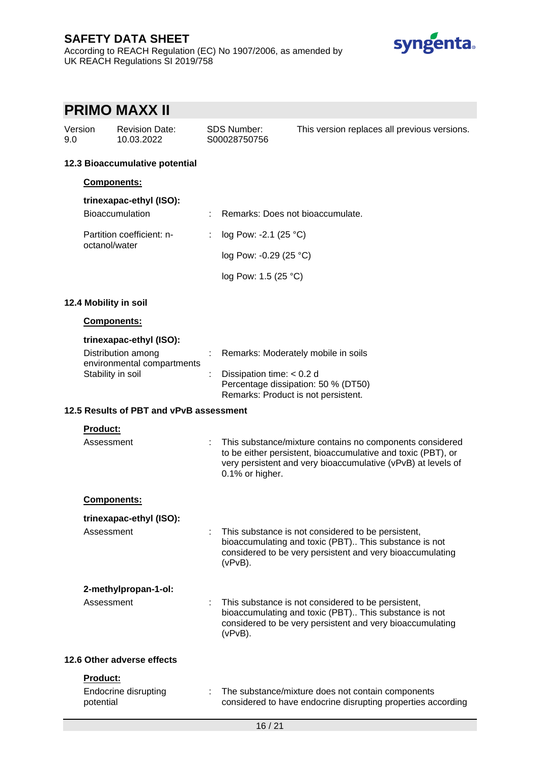### 12.3 Bioaccumulative potential

**Components:**

**trinexapac-ethyl (ISO):**

| | |
|---|---|
| Bioaccumulation | : Remarks: Does not bioaccumulate. |
| Partition coefficient: n-octanol/water | : log Pow: -2.1 (25 °C) |
| | log Pow: -0.29 (25 °C) |
| | log Pow: 1.5 (25 °C) |

### 12.4 Mobility in soil

**Components:**

**trinexapac-ethyl (ISO):**

| | |
|---|---|
| Distribution among environmental compartments | : Remarks: Moderately mobile in soils |
| Stability in soil | : Dissipation time: < 0.2 d<br>Percentage dissipation: 50 % (DT50)<br>Remarks: Product is not persistent. |

### 12.5 Results of PBT and vPvB assessment

**Product:**

| | |
|---|---|
| Assessment | : This substance/mixture contains no components considered to be either persistent, bioaccumulative and toxic (PBT), or very persistent and very bioaccumulative (vPvB) at levels of 0.1% or higher. |

**Components:**

**trinexapac-ethyl (ISO):**

| | |
|---|---|
| Assessment | : This substance is not considered to be persistent, bioaccumulating and toxic (PBT).. This substance is not considered to be very persistent and very bioaccumulating (vPvB). |

**2-methylpropan-1-ol:**

| | |
|---|---|
| Assessment | : This substance is not considered to be persistent, bioaccumulating and toxic (PBT).. This substance is not considered to be very persistent and very bioaccumulating (vPvB). |

### 12.6 Other adverse effects

**Product:**

| | |
|---|---|
| Endocrine disrupting potential | : The substance/mixture does not contain components considered to have endocrine disrupting properties according |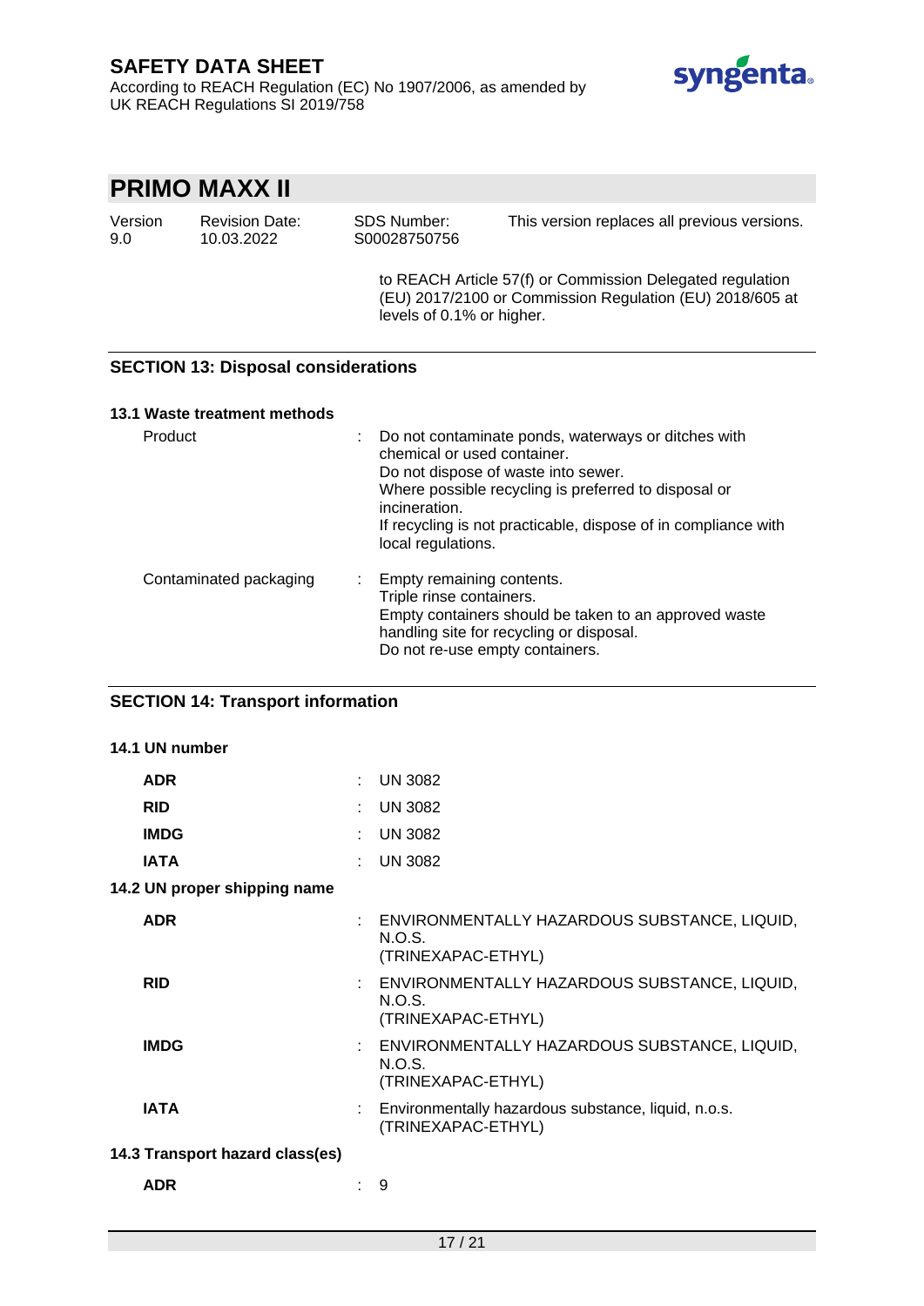to REACH Article 57(f) or Commission Delegated regulation (EU) 2017/2100 or Commission Regulation (EU) 2018/605 at levels of 0.1% or higher.

## SECTION 13: Disposal considerations

### 13.1 Waste treatment methods

| | |
|---|---|
| Product | Do not contaminate ponds, waterways or ditches with chemical or used container.<br>Do not dispose of waste into sewer.<br>Where possible recycling is preferred to disposal or incineration.<br>If recycling is not practicable, dispose of in compliance with local regulations. |
| Contaminated packaging | Empty remaining contents.<br>Triple rinse containers.<br>Empty containers should be taken to an approved waste handling site for recycling or disposal.<br>Do not re-use empty containers. |

## SECTION 14: Transport information

### 14.1 UN number

| | |
|---|---|
| **ADR** | UN 3082 |
| **RID** | UN 3082 |
| **IMDG** | UN 3082 |
| **IATA** | UN 3082 |

### 14.2 UN proper shipping name

| | |
|---|---|
| **ADR** | ENVIRONMENTALLY HAZARDOUS SUBSTANCE, LIQUID, N.O.S.<br>(TRINEXAPAC-ETHYL) |
| **RID** | ENVIRONMENTALLY HAZARDOUS SUBSTANCE, LIQUID, N.O.S.<br>(TRINEXAPAC-ETHYL) |
| **IMDG** | ENVIRONMENTALLY HAZARDOUS SUBSTANCE, LIQUID, N.O.S.<br>(TRINEXAPAC-ETHYL) |
| **IATA** | Environmentally hazardous substance, liquid, n.o.s.<br>(TRINEXAPAC-ETHYL) |

### 14.3 Transport hazard class(es)

| | |
|---|---|
| **ADR** | 9 |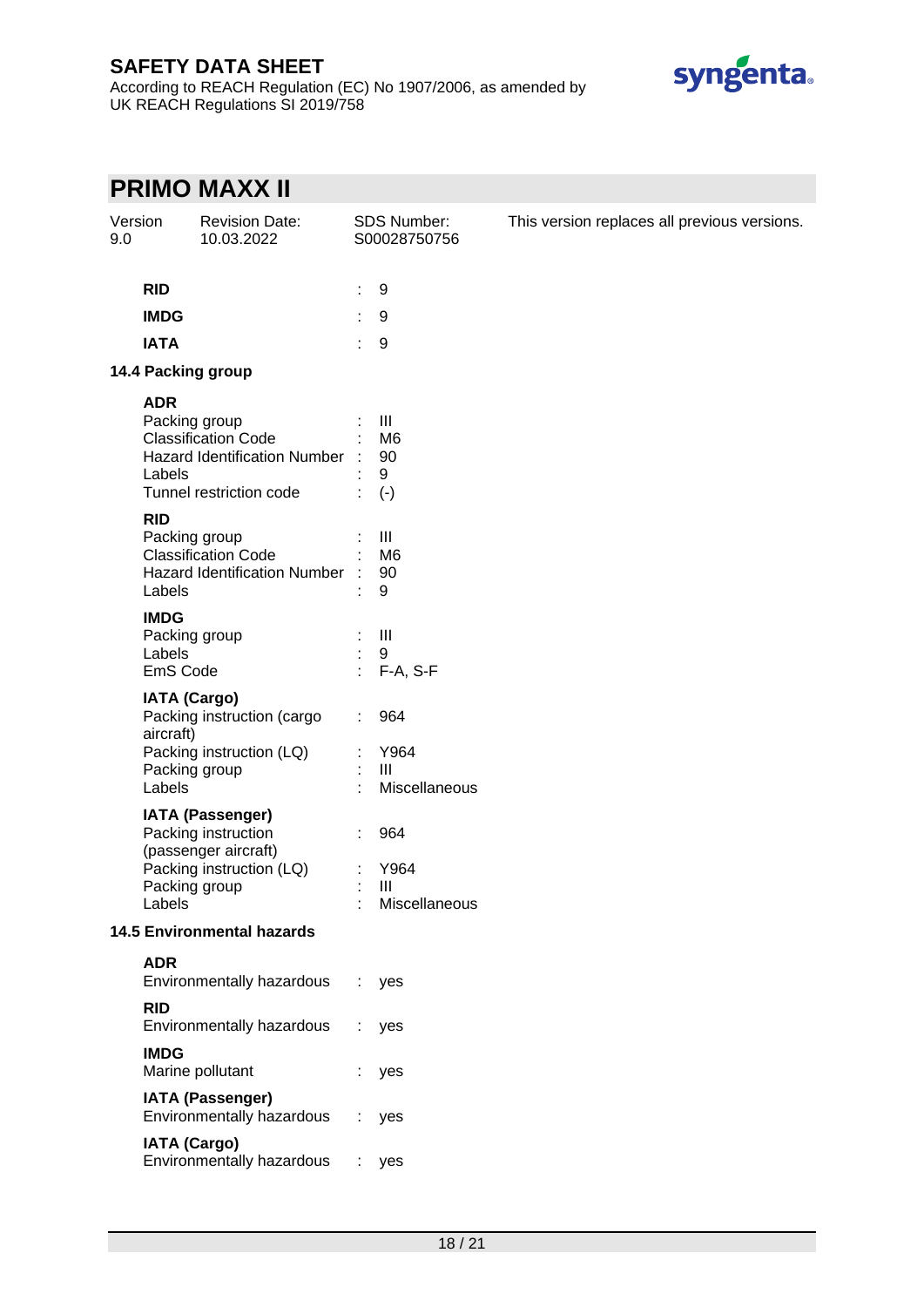| | | |
|---|---|---|
| **RID** | : | 9 |
| **IMDG** | : | 9 |
| **IATA** | : | 9 |

**14.4 Packing group**

**ADR**

| | | |
|---|---|---|
| Packing group | : | III |
| Classification Code | : | M6 |
| Hazard Identification Number | : | 90 |
| Labels | : | 9 |
| Tunnel restriction code | : | (-) |

**RID**

| | | |
|---|---|---|
| Packing group | : | III |
| Classification Code | : | M6 |
| Hazard Identification Number | : | 90 |
| Labels | : | 9 |

**IMDG**

| | | |
|---|---|---|
| Packing group | : | III |
| Labels | : | 9 |
| EmS Code | : | F-A, S-F |

**IATA (Cargo)**

| | | |
|---|---|---|
| Packing instruction (cargo aircraft) | : | 964 |
| Packing instruction (LQ) | : | Y964 |
| Packing group | : | III |
| Labels | : | Miscellaneous |

**IATA (Passenger)**

| | | |
|---|---|---|
| Packing instruction (passenger aircraft) | : | 964 |
| Packing instruction (LQ) | : | Y964 |
| Packing group | : | III |
| Labels | : | Miscellaneous |

**14.5 Environmental hazards**

**ADR**

| | | |
|---|---|---|
| Environmentally hazardous | : | yes |

**RID**

| | | |
|---|---|---|
| Environmentally hazardous | : | yes |

**IMDG**

| | | |
|---|---|---|
| Marine pollutant | : | yes |

**IATA (Passenger)**

| | | |
|---|---|---|
| Environmentally hazardous | : | yes |

**IATA (Cargo)**

| | | |
|---|---|---|
| Environmentally hazardous | : | yes |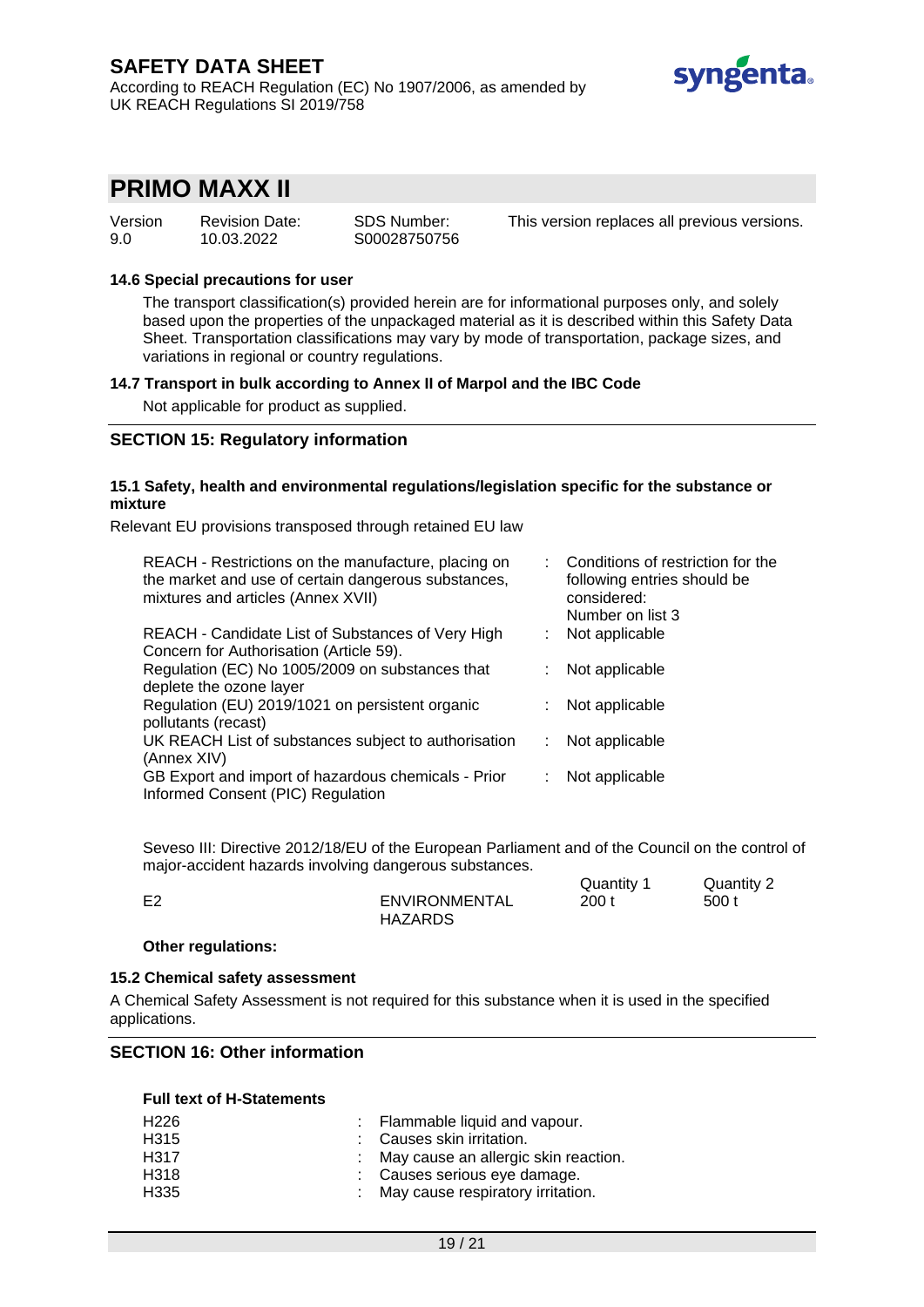**14.6 Special precautions for user**

The transport classification(s) provided herein are for informational purposes only, and solely based upon the properties of the unpackaged material as it is described within this Safety Data Sheet. Transportation classifications may vary by mode of transportation, package sizes, and variations in regional or country regulations.

**14.7 Transport in bulk according to Annex II of Marpol and the IBC Code**

Not applicable for product as supplied.

## SECTION 15: Regulatory information

**15.1 Safety, health and environmental regulations/legislation specific for the substance or mixture**

Relevant EU provisions transposed through retained EU law

| | | |
|---|---|---|
| REACH - Restrictions on the manufacture, placing on the market and use of certain dangerous substances, mixtures and articles (Annex XVII) | : | Conditions of restriction for the following entries should be considered: Number on list 3 |
| REACH - Candidate List of Substances of Very High Concern for Authorisation (Article 59). | : | Not applicable |
| Regulation (EC) No 1005/2009 on substances that deplete the ozone layer | : | Not applicable |
| Regulation (EU) 2019/1021 on persistent organic pollutants (recast) | : | Not applicable |
| UK REACH List of substances subject to authorisation (Annex XIV) | : | Not applicable |
| GB Export and import of hazardous chemicals - Prior Informed Consent (PIC) Regulation | : | Not applicable |

Seveso III: Directive 2012/18/EU of the European Parliament and of the Council on the control of major-accident hazards involving dangerous substances.

| | | Quantity 1 | Quantity 2 |
|---|---|---|---|
| E2 | ENVIRONMENTAL HAZARDS | 200 t | 500 t |

**Other regulations:**

**15.2 Chemical safety assessment**

A Chemical Safety Assessment is not required for this substance when it is used in the specified applications.

## SECTION 16: Other information

**Full text of H-Statements**

| | | |
|---|---|---|
| H226 | : | Flammable liquid and vapour. |
| H315 | : | Causes skin irritation. |
| H317 | : | May cause an allergic skin reaction. |
| H318 | : | Causes serious eye damage. |
| H335 | : | May cause respiratory irritation. |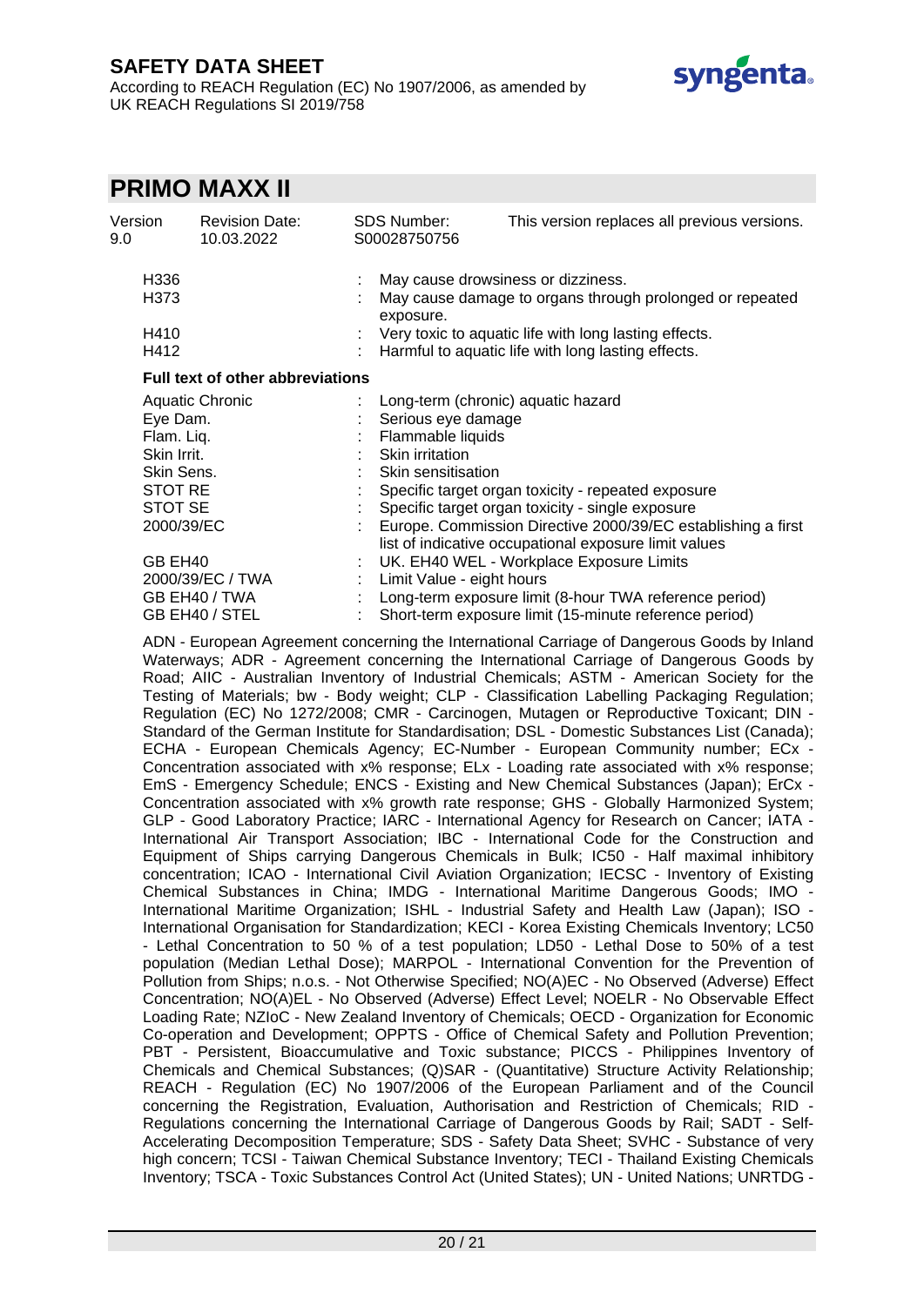## PRIMO MAXX II

| Version | Revision Date: | SDS Number: | This version replaces all previous versions. |
|---|---|---|---|
| 9.0 | 10.03.2022 | S00028750756 | |

| | | |
|---|---|---|
| H336 | : | May cause drowsiness or dizziness. |
| H373 | : | May cause damage to organs through prolonged or repeated exposure. |
| H410 | : | Very toxic to aquatic life with long lasting effects. |
| H412 | : | Harmful to aquatic life with long lasting effects. |

**Full text of other abbreviations**

| | | |
|---|---|---|
| Aquatic Chronic | : | Long-term (chronic) aquatic hazard |
| Eye Dam. | : | Serious eye damage |
| Flam. Liq. | : | Flammable liquids |
| Skin Irrit. | : | Skin irritation |
| Skin Sens. | : | Skin sensitisation |
| STOT RE | : | Specific target organ toxicity - repeated exposure |
| STOT SE | : | Specific target organ toxicity - single exposure |
| 2000/39/EC | : | Europe. Commission Directive 2000/39/EC establishing a first list of indicative occupational exposure limit values |
| GB EH40 | : | UK. EH40 WEL - Workplace Exposure Limits |
| 2000/39/EC / TWA | : | Limit Value - eight hours |
| GB EH40 / TWA | : | Long-term exposure limit (8-hour TWA reference period) |
| GB EH40 / STEL | : | Short-term exposure limit (15-minute reference period) |

ADN - European Agreement concerning the International Carriage of Dangerous Goods by Inland Waterways; ADR - Agreement concerning the International Carriage of Dangerous Goods by Road; AIIC - Australian Inventory of Industrial Chemicals; ASTM - American Society for the Testing of Materials; bw - Body weight; CLP - Classification Labelling Packaging Regulation; Regulation (EC) No 1272/2008; CMR - Carcinogen, Mutagen or Reproductive Toxicant; DIN - Standard of the German Institute for Standardisation; DSL - Domestic Substances List (Canada); ECHA - European Chemicals Agency; EC-Number - European Community number; ECx - Concentration associated with x% response; ELx - Loading rate associated with x% response; EmS - Emergency Schedule; ENCS - Existing and New Chemical Substances (Japan); ErCx - Concentration associated with x% growth rate response; GHS - Globally Harmonized System; GLP - Good Laboratory Practice; IARC - International Agency for Research on Cancer; IATA - International Air Transport Association; IBC - International Code for the Construction and Equipment of Ships carrying Dangerous Chemicals in Bulk; IC50 - Half maximal inhibitory concentration; ICAO - International Civil Aviation Organization; IECSC - Inventory of Existing Chemical Substances in China; IMDG - International Maritime Dangerous Goods; IMO - International Maritime Organization; ISHL - Industrial Safety and Health Law (Japan); ISO - International Organisation for Standardization; KECI - Korea Existing Chemicals Inventory; LC50 - Lethal Concentration to 50 % of a test population; LD50 - Lethal Dose to 50% of a test population (Median Lethal Dose); MARPOL - International Convention for the Prevention of Pollution from Ships; n.o.s. - Not Otherwise Specified; NO(A)EC - No Observed (Adverse) Effect Concentration; NO(A)EL - No Observed (Adverse) Effect Level; NOELR - No Observable Effect Loading Rate; NZIoC - New Zealand Inventory of Chemicals; OECD - Organization for Economic Co-operation and Development; OPPTS - Office of Chemical Safety and Pollution Prevention; PBT - Persistent, Bioaccumulative and Toxic substance; PICCS - Philippines Inventory of Chemicals and Chemical Substances; (Q)SAR - (Quantitative) Structure Activity Relationship; REACH - Regulation (EC) No 1907/2006 of the European Parliament and of the Council concerning the Registration, Evaluation, Authorisation and Restriction of Chemicals; RID - Regulations concerning the International Carriage of Dangerous Goods by Rail; SADT - Self-Accelerating Decomposition Temperature; SDS - Safety Data Sheet; SVHC - Substance of very high concern; TCSI - Taiwan Chemical Substance Inventory; TECI - Thailand Existing Chemicals Inventory; TSCA - Toxic Substances Control Act (United States); UN - United Nations; UNRTDG -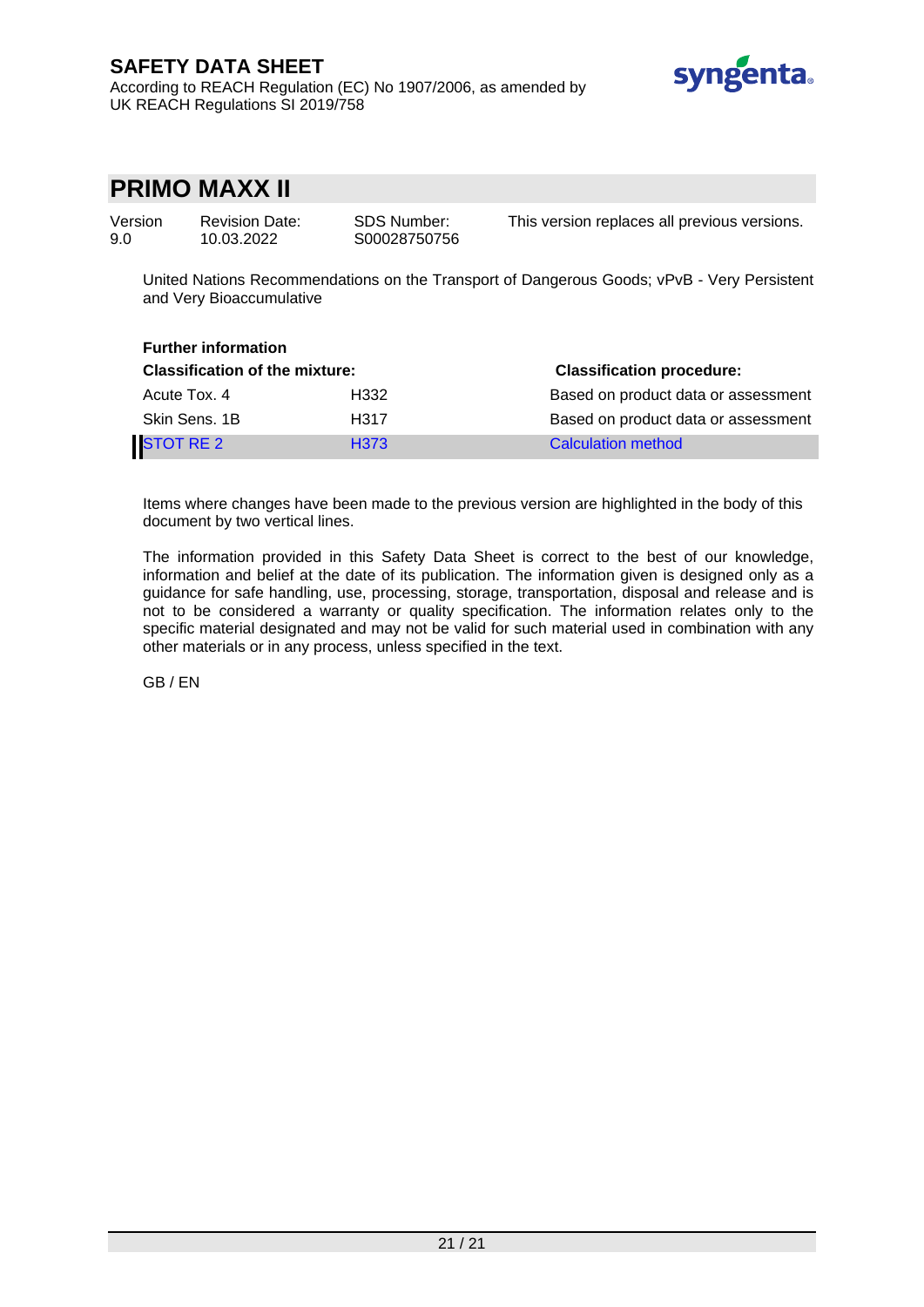United Nations Recommendations on the Transport of Dangerous Goods; vPvB - Very Persistent and Very Bioaccumulative

**Further information**

| **Classification of the mixture:** | | **Classification procedure:** |
| --- | --- | --- |
| Acute Tox. 4 | H332 | Based on product data or assessment |
| Skin Sens. 1B | H317 | Based on product data or assessment |
| STOT RE 2 | H373 | Calculation method |

Items where changes have been made to the previous version are highlighted in the body of this document by two vertical lines.

The information provided in this Safety Data Sheet is correct to the best of our knowledge, information and belief at the date of its publication. The information given is designed only as a guidance for safe handling, use, processing, storage, transportation, disposal and release and is not to be considered a warranty or quality specification. The information relates only to the specific material designated and may not be valid for such material used in combination with any other materials or in any process, unless specified in the text.

GB / EN